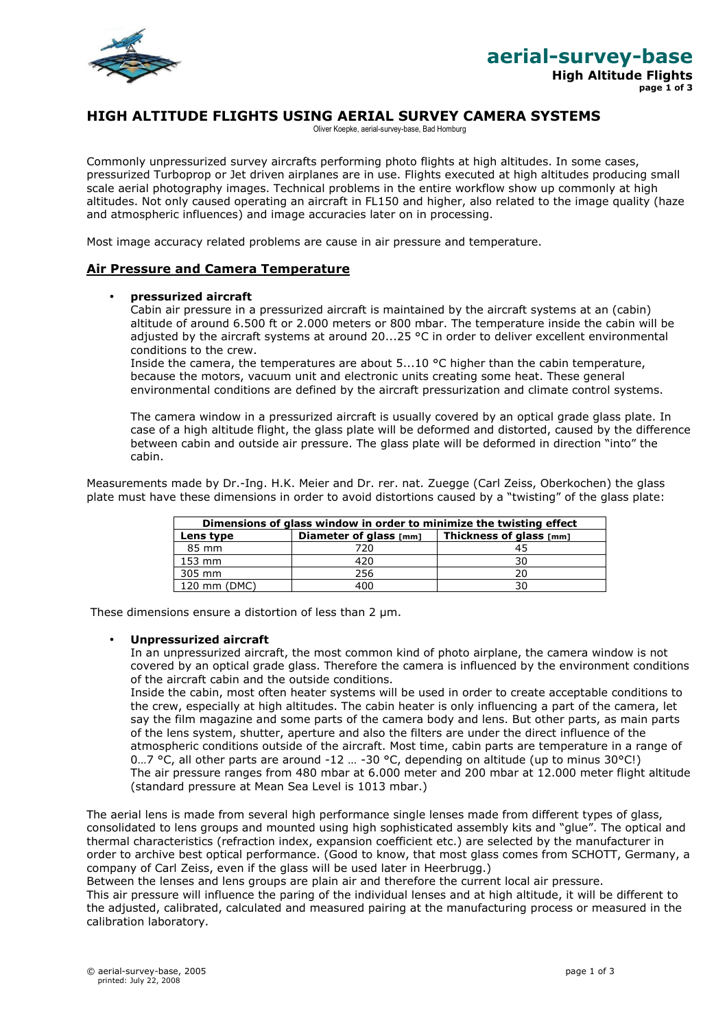# HIGH ALTITUDE FLIGHTS USING AERIAL SURVEY CAMERA SYSTEMS

Oliver Koepke, aerial-survey-base, Bad Homburg

Commonly unpressurized survey aircrafts performing photo flights at high altitudes. In some cases, pressurized Turboprop or Jet driven airplanes are in use. Flights executed at high altitudes producing small scale aerial photography images. Technical problems in the entire workflow show up commonly at high altitudes. Not only caused operating an aircraft in FL150 and higher, also related to the image quality (haze and atmospheric influences) and image accuracies later on in processing.

Most image accuracy related problems are cause in air pressure and temperature.

## Air Pressure and Camera Temperature

- **pressurized aircraft**

  Cabin air pressure in a pressurized aircraft is maintained by the aircraft systems at an (cabin) altitude of around 6.500 ft or 2.000 meters or 800 mbar. The temperature inside the cabin will be adjusted by the aircraft systems at around 20...25 °C in order to deliver excellent environmental conditions to the crew.

  Inside the camera, the temperatures are about 5...10 °C higher than the cabin temperature, because the motors, vacuum unit and electronic units creating some heat. These general environmental conditions are defined by the aircraft pressurization and climate control systems.

  The camera window in a pressurized aircraft is usually covered by an optical grade glass plate. In case of a high altitude flight, the glass plate will be deformed and distorted, caused by the difference between cabin and outside air pressure. The glass plate will be deformed in direction "into" the cabin.

Measurements made by Dr.-Ing. H.K. Meier and Dr. rer. nat. Zuegge (Carl Zeiss, Oberkochen) the glass plate must have these dimensions in order to avoid distortions caused by a "twisting" of the glass plate:

| Dimensions of glass window in order to minimize the twisting effect | | |
|---|---|---|
| **Lens type** | **Diameter of glass [mm]** | **Thickness of glass [mm]** |
| 85 mm | 720 | 45 |
| 153 mm | 420 | 30 |
| 305 mm | 256 | 20 |
| 120 mm (DMC) | 400 | 30 |

These dimensions ensure a distortion of less than 2 µm.

- **Unpressurized aircraft**

  In an unpressurized aircraft, the most common kind of photo airplane, the camera window is not covered by an optical grade glass. Therefore the camera is influenced by the environment conditions of the aircraft cabin and the outside conditions.

  Inside the cabin, most often heater systems will be used in order to create acceptable conditions to the crew, especially at high altitudes. The cabin heater is only influencing a part of the camera, let say the film magazine and some parts of the camera body and lens. But other parts, as main parts of the lens system, shutter, aperture and also the filters are under the direct influence of the atmospheric conditions outside of the aircraft. Most time, cabin parts are temperature in a range of 0…7 °C, all other parts are around -12 … -30 °C, depending on altitude (up to minus 30°C!)

  The air pressure ranges from 480 mbar at 6.000 meter and 200 mbar at 12.000 meter flight altitude (standard pressure at Mean Sea Level is 1013 mbar.)

The aerial lens is made from several high performance single lenses made from different types of glass, consolidated to lens groups and mounted using high sophisticated assembly kits and "glue". The optical and thermal characteristics (refraction index, expansion coefficient etc.) are selected by the manufacturer in order to archive best optical performance. (Good to know, that most glass comes from SCHOTT, Germany, a company of Carl Zeiss, even if the glass will be used later in Heerbrugg.)

Between the lenses and lens groups are plain air and therefore the current local air pressure.

This air pressure will influence the paring of the individual lenses and at high altitude, it will be different to the adjusted, calibrated, calculated and measured pairing at the manufacturing process or measured in the calibration laboratory.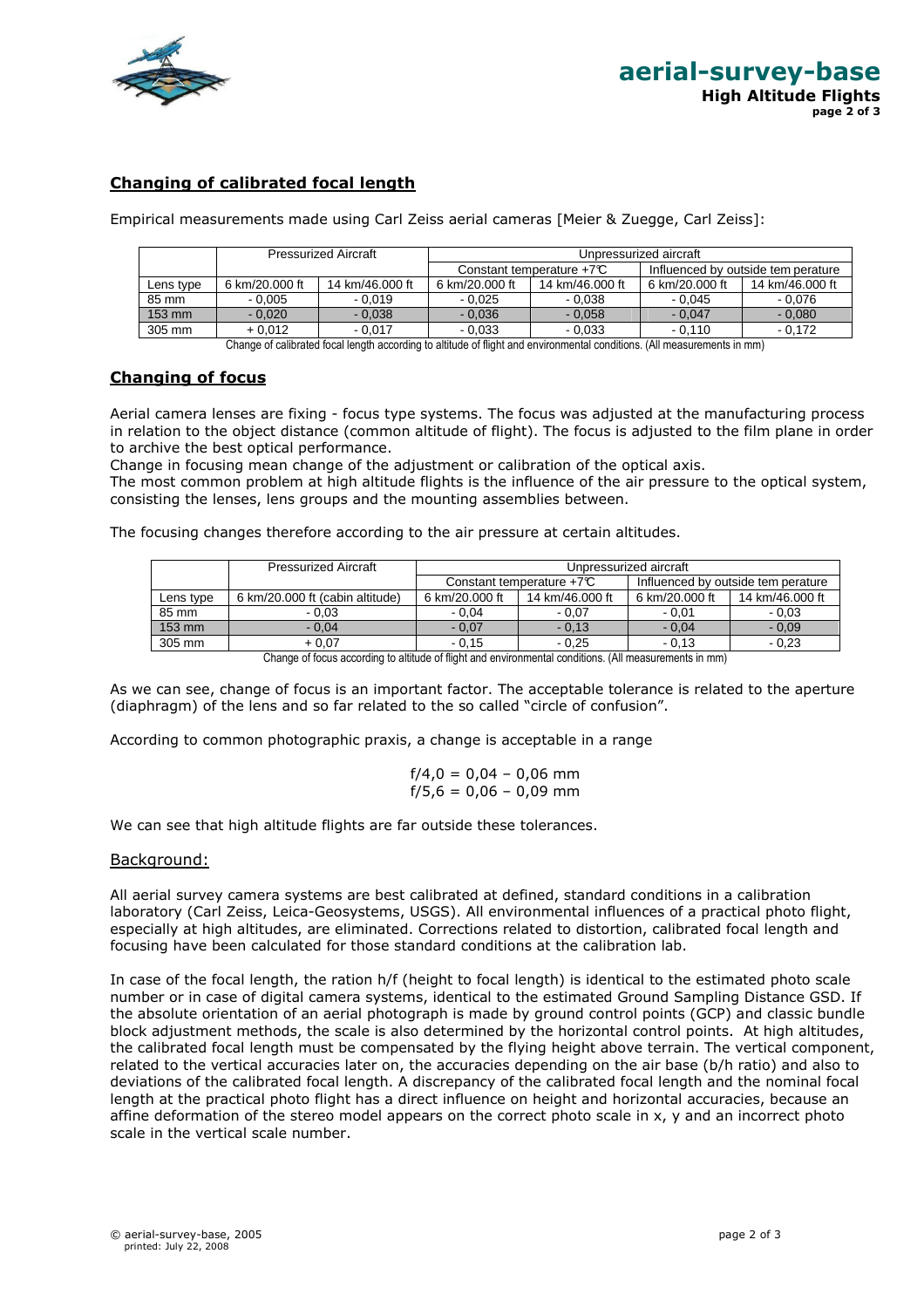## Changing of calibrated focal length

Empirical measurements made using Carl Zeiss aerial cameras [Meier & Zuegge, Carl Zeiss]:

| | Pressurized Aircraft | | Unpressurized aircraft | | | |
|---|---|---|---|---|---|---|
| | | | Constant temperature +7℃ | | Influenced by outside tem perature | |
| Lens type | 6 km/20.000 ft | 14 km/46.000 ft | 6 km/20.000 ft | 14 km/46.000 ft | 6 km/20.000 ft | 14 km/46.000 ft |
| 85 mm | - 0,005 | - 0,019 | - 0,025 | - 0,038 | - 0,045 | - 0,076 |
| 153 mm | - 0,020 | - 0,038 | - 0,036 | - 0,058 | - 0,047 | - 0,080 |
| 305 mm | + 0,012 | - 0,017 | - 0,033 | - 0,033 | - 0,110 | - 0,172 |

Change of calibrated focal length according to altitude of flight and environmental conditions. (All measurements in mm)

## Changing of focus

Aerial camera lenses are fixing - focus type systems. The focus was adjusted at the manufacturing process in relation to the object distance (common altitude of flight). The focus is adjusted to the film plane in order to archive the best optical performance.

Change in focusing mean change of the adjustment or calibration of the optical axis.

The most common problem at high altitude flights is the influence of the air pressure to the optical system, consisting the lenses, lens groups and the mounting assemblies between.

The focusing changes therefore according to the air pressure at certain altitudes.

| | Pressurized Aircraft | Unpressurized aircraft | | | |
|---|---|---|---|---|---|
| | | Constant temperature +7℃ | | Influenced by outside tem perature | |
| Lens type | 6 km/20.000 ft (cabin altitude) | 6 km/20.000 ft | 14 km/46.000 ft | 6 km/20.000 ft | 14 km/46.000 ft |
| 85 mm | - 0,03 | - 0,04 | - 0,07 | - 0,01 | - 0,03 |
| 153 mm | - 0,04 | - 0,07 | - 0,13 | - 0,04 | - 0,09 |
| 305 mm | + 0,07 | - 0,15 | - 0,25 | - 0,13 | - 0,23 |

Change of focus according to altitude of flight and environmental conditions. (All measurements in mm)

As we can see, change of focus is an important factor. The acceptable tolerance is related to the aperture (diaphragm) of the lens and so far related to the so called "circle of confusion".

According to common photographic praxis, a change is acceptable in a range

f/4,0 = 0,04 – 0,06 mm
f/5,6 = 0,06 – 0,09 mm

We can see that high altitude flights are far outside these tolerances.

### Background:

All aerial survey camera systems are best calibrated at defined, standard conditions in a calibration laboratory (Carl Zeiss, Leica-Geosystems, USGS). All environmental influences of a practical photo flight, especially at high altitudes, are eliminated. Corrections related to distortion, calibrated focal length and focusing have been calculated for those standard conditions at the calibration lab.

In case of the focal length, the ration h/f (height to focal length) is identical to the estimated photo scale number or in case of digital camera systems, identical to the estimated Ground Sampling Distance GSD. If the absolute orientation of an aerial photograph is made by ground control points (GCP) and classic bundle block adjustment methods, the scale is also determined by the horizontal control points. At high altitudes, the calibrated focal length must be compensated by the flying height above terrain. The vertical component, related to the vertical accuracies later on, the accuracies depending on the air base (b/h ratio) and also to deviations of the calibrated focal length. A discrepancy of the calibrated focal length and the nominal focal length at the practical photo flight has a direct influence on height and horizontal accuracies, because an affine deformation of the stereo model appears on the correct photo scale in x, y and an incorrect photo scale in the vertical scale number.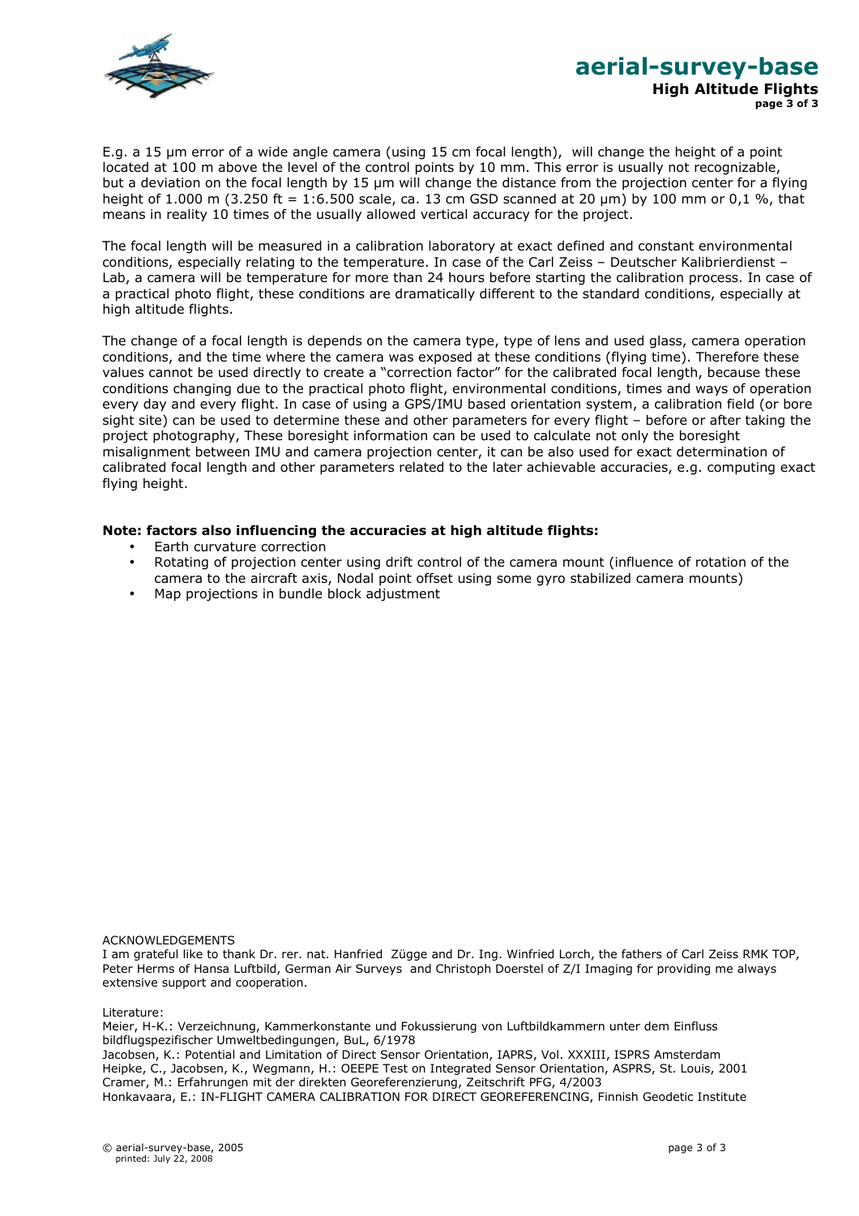E.g. a 15 µm error of a wide angle camera (using 15 cm focal length), will change the height of a point located at 100 m above the level of the control points by 10 mm. This error is usually not recognizable, but a deviation on the focal length by 15 µm will change the distance from the projection center for a flying height of 1.000 m (3.250 ft = 1:6.500 scale, ca. 13 cm GSD scanned at 20 µm) by 100 mm or 0,1 %, that means in reality 10 times of the usually allowed vertical accuracy for the project.

The focal length will be measured in a calibration laboratory at exact defined and constant environmental conditions, especially relating to the temperature. In case of the Carl Zeiss – Deutscher Kalibrierdienst – Lab, a camera will be temperature for more than 24 hours before starting the calibration process. In case of a practical photo flight, these conditions are dramatically different to the standard conditions, especially at high altitude flights.

The change of a focal length is depends on the camera type, type of lens and used glass, camera operation conditions, and the time where the camera was exposed at these conditions (flying time). Therefore these values cannot be used directly to create a "correction factor" for the calibrated focal length, because these conditions changing due to the practical photo flight, environmental conditions, times and ways of operation every day and every flight. In case of using a GPS/IMU based orientation system, a calibration field (or bore sight site) can be used to determine these and other parameters for every flight – before or after taking the project photography, These boresight information can be used to calculate not only the boresight misalignment between IMU and camera projection center, it can be also used for exact determination of calibrated focal length and other parameters related to the later achievable accuracies, e.g. computing exact flying height.

**Note: factors also influencing the accuracies at high altitude flights:**

- Earth curvature correction
- Rotating of projection center using drift control of the camera mount (influence of rotation of the camera to the aircraft axis, Nodal point offset using some gyro stabilized camera mounts)
- Map projections in bundle block adjustment

ACKNOWLEDGEMENTS

I am grateful like to thank Dr. rer. nat. Hanfried Zügge and Dr. Ing. Winfried Lorch, the fathers of Carl Zeiss RMK TOP, Peter Herms of Hansa Luftbild, German Air Surveys and Christoph Doerstel of Z/I Imaging for providing me always extensive support and cooperation.

Literature:

Meier, H-K.: Verzeichnung, Kammerkonstante und Fokussierung von Luftbildkammern unter dem Einfluss bildflugspezifischer Umweltbedingungen, BuL, 6/1978

Jacobsen, K.: Potential and Limitation of Direct Sensor Orientation, IAPRS, Vol. XXXIII, ISPRS Amsterdam

Heipke, C., Jacobsen, K., Wegmann, H.: OEEPE Test on Integrated Sensor Orientation, ASPRS, St. Louis, 2001

Cramer, M.: Erfahrungen mit der direkten Georeferenzierung, Zeitschrift PFG, 4/2003

Honkavaara, E.: IN-FLIGHT CAMERA CALIBRATION FOR DIRECT GEOREFERENCING, Finnish Geodetic Institute

© aerial-survey-base, 2005
printed: July 22, 2008